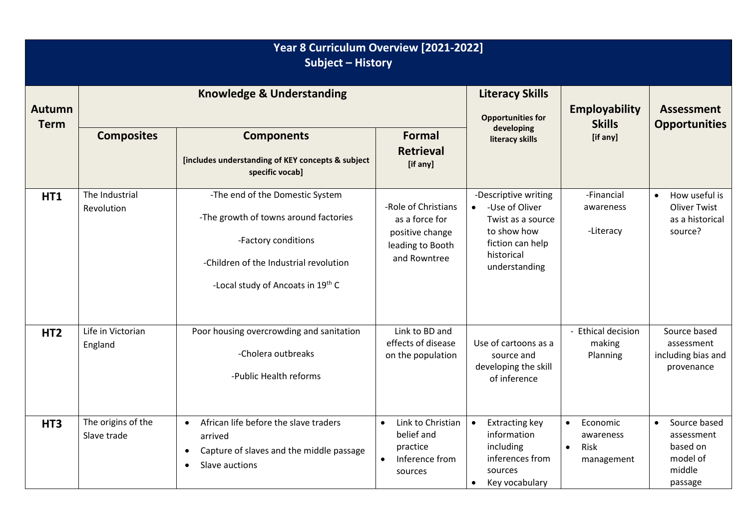# Year 8 Curriculum Overview [2021-2022]
## Subject – History

| Autumn Term | Knowledge & Understanding | | | Literacy Skills<br>Opportunities for developing literacy skills | Employability Skills<br>[if any] | Assessment Opportunities |
|---|---|---|---|---|---|---|
| | Composites | Components<br>[includes understanding of KEY concepts & subject specific vocab] | Formal Retrieval<br>[if any] | | | |
| HT1 | The Industrial Revolution | -The end of the Domestic System<br>-The growth of towns around factories<br>-Factory conditions<br>-Children of the Industrial revolution<br>-Local study of Ancoats in 19th C | -Role of Christians as a force for positive change leading to Booth and Rowntree | -Descriptive writing<br>• -Use of Oliver Twist as a source to show how fiction can help historical understanding | -Financial awareness<br>-Literacy | • How useful is Oliver Twist as a historical source? |
| HT2 | Life in Victorian England | Poor housing overcrowding and sanitation<br>-Cholera outbreaks<br>-Public Health reforms | Link to BD and effects of disease on the population | Use of cartoons as a source and developing the skill of inference | - Ethical decision making<br>Planning | Source based assessment including bias and provenance |
| HT3 | The origins of the Slave trade | • African life before the slave traders arrived<br>• Capture of slaves and the middle passage<br>• Slave auctions | • Link to Christian belief and practice<br>• Inference from sources | • Extracting key information including inferences from sources<br>• Key vocabulary | • Economic awareness<br>• Risk management | • Source based assessment based on model of middle passage |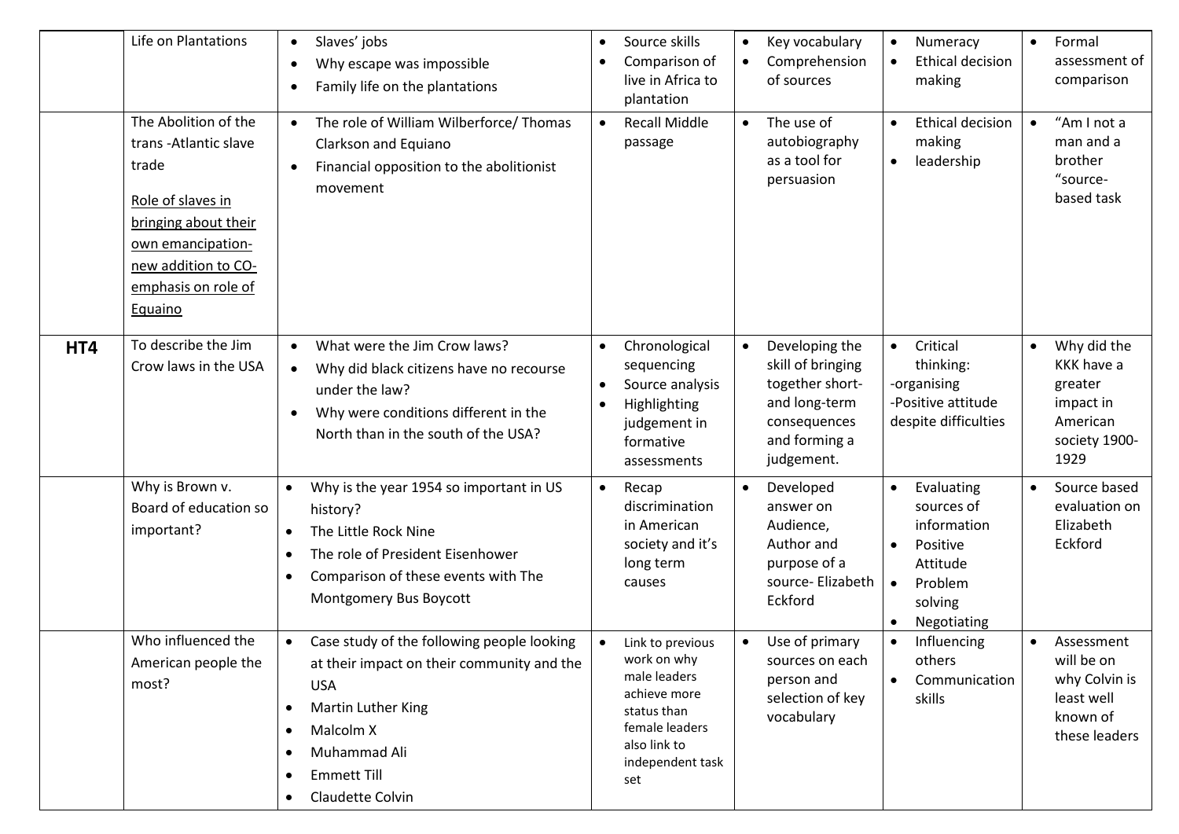| | | | | | | |
|---|---|---|---|---|---|---|
| | Life on Plantations | • Slaves' jobs<br>• Why escape was impossible<br>• Family life on the plantations | • Source skills<br>• Comparison of live in Africa to plantation | • Key vocabulary<br>• Comprehension of sources | • Numeracy<br>• Ethical decision making | • Formal assessment of comparison |
| | The Abolition of the trans -Atlantic slave trade<br><br><u>Role of slaves in bringing about their own emancipation- new addition to CO- emphasis on role of Equaino</u> | • The role of William Wilberforce/ Thomas Clarkson and Equiano<br>• Financial opposition to the abolitionist movement | • Recall Middle passage | • The use of autobiography as a tool for persuasion | • Ethical decision making<br>• leadership | • "Am I not a man and a brother "source-based task |
| **HT4** | To describe the Jim Crow laws in the USA | • What were the Jim Crow laws?<br>• Why did black citizens have no recourse under the law?<br>• Why were conditions different in the North than in the south of the USA? | • Chronological sequencing<br>• Source analysis<br>• Highlighting judgement in formative assessments | • Developing the skill of bringing together short- and long-term consequences and forming a judgement. | • Critical thinking:<br>-organising<br>-Positive attitude despite difficulties | • Why did the KKK have a greater impact in American society 1900-1929 |
| | Why is Brown v. Board of education so important? | • Why is the year 1954 so important in US history?<br>• The Little Rock Nine<br>• The role of President Eisenhower<br>• Comparison of these events with The Montgomery Bus Boycott | • Recap discrimination in American society and it's long term causes | • Developed answer on Audience, Author and purpose of a source- Elizabeth Eckford | • Evaluating sources of information<br>• Positive Attitude<br>• Problem solving<br>• Negotiating | • Source based evaluation on Elizabeth Eckford |
| | Who influenced the American people the most? | • Case study of the following people looking at their impact on their community and the USA<br>• Martin Luther King<br>• Malcolm X<br>• Muhammad Ali<br>• Emmett Till<br>• Claudette Colvin | • Link to previous work on why male leaders achieve more status than female leaders also link to independent task set | • Use of primary sources on each person and selection of key vocabulary | • Influencing others<br>• Communication skills | • Assessment will be on why Colvin is least well known of these leaders |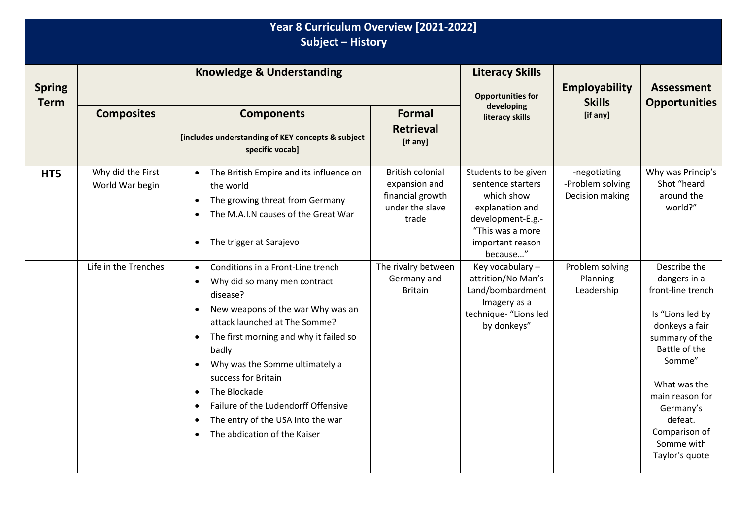# Year 8 Curriculum Overview [2021-2022]
## Subject – History

| Spring Term | Knowledge & Understanding | | | Literacy Skills<br>Opportunities for developing literacy skills | Employability Skills<br>[if any] | Assessment Opportunities |
|---|---|---|---|---|---|---|
| | **Composites** | **Components**<br>[includes understanding of KEY concepts & subject specific vocab] | **Formal Retrieval**<br>[if any] | | | |
| **HT5** | Why did the First World War begin | • The British Empire and its influence on the world<br>• The growing threat from Germany<br>• The M.A.I.N causes of the Great War<br>• The trigger at Sarajevo | British colonial expansion and financial growth under the slave trade | Students to be given sentence starters which show explanation and development-E.g.- "This was a more important reason because…" | -negotiating<br>-Problem solving<br>Decision making | Why was Princip's Shot "heard around the world?" |
| | Life in the Trenches | • Conditions in a Front-Line trench<br>• Why did so many men contract disease?<br>• New weapons of the war Why was an attack launched at The Somme?<br>• The first morning and why it failed so badly<br>• Why was the Somme ultimately a success for Britain<br>• The Blockade<br>• Failure of the Ludendorff Offensive<br>• The entry of the USA into the war<br>• The abdication of the Kaiser | The rivalry between Germany and Britain | Key vocabulary – attrition/No Man's Land/bombardment Imagery as a technique- "Lions led by donkeys" | Problem solving<br>Planning<br>Leadership | Describe the dangers in a front-line trench<br><br>Is "Lions led by donkeys a fair summary of the Battle of the Somme"<br><br>What was the main reason for Germany's defeat. Comparison of Somme with Taylor's quote |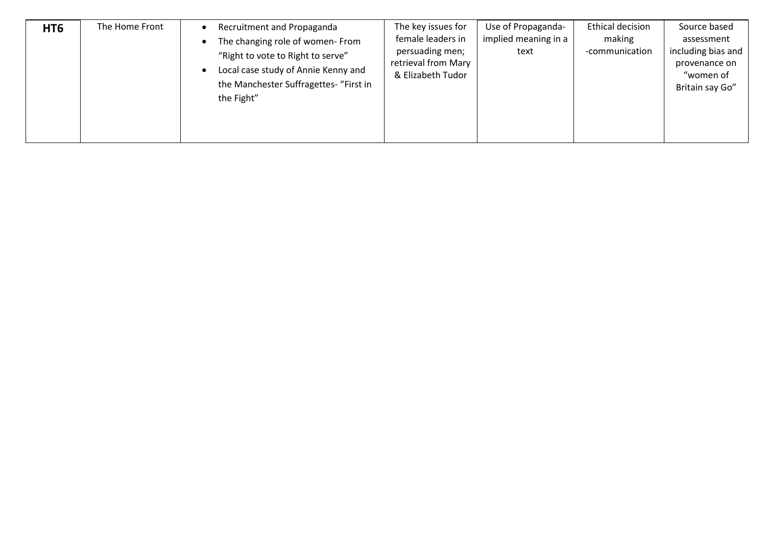| | | | | | | |
|---|---|---|---|---|---|---|
| **HT6** | The Home Front | • Recruitment and Propaganda<br>• The changing role of women- From "Right to vote to Right to serve"<br>• Local case study of Annie Kenny and the Manchester Suffragettes- "First in the Fight" | The key issues for female leaders in persuading men; retrieval from Mary & Elizabeth Tudor | Use of Propaganda- implied meaning in a text | Ethical decision making -communication | Source based assessment including bias and provenance on "women of Britain say Go" |